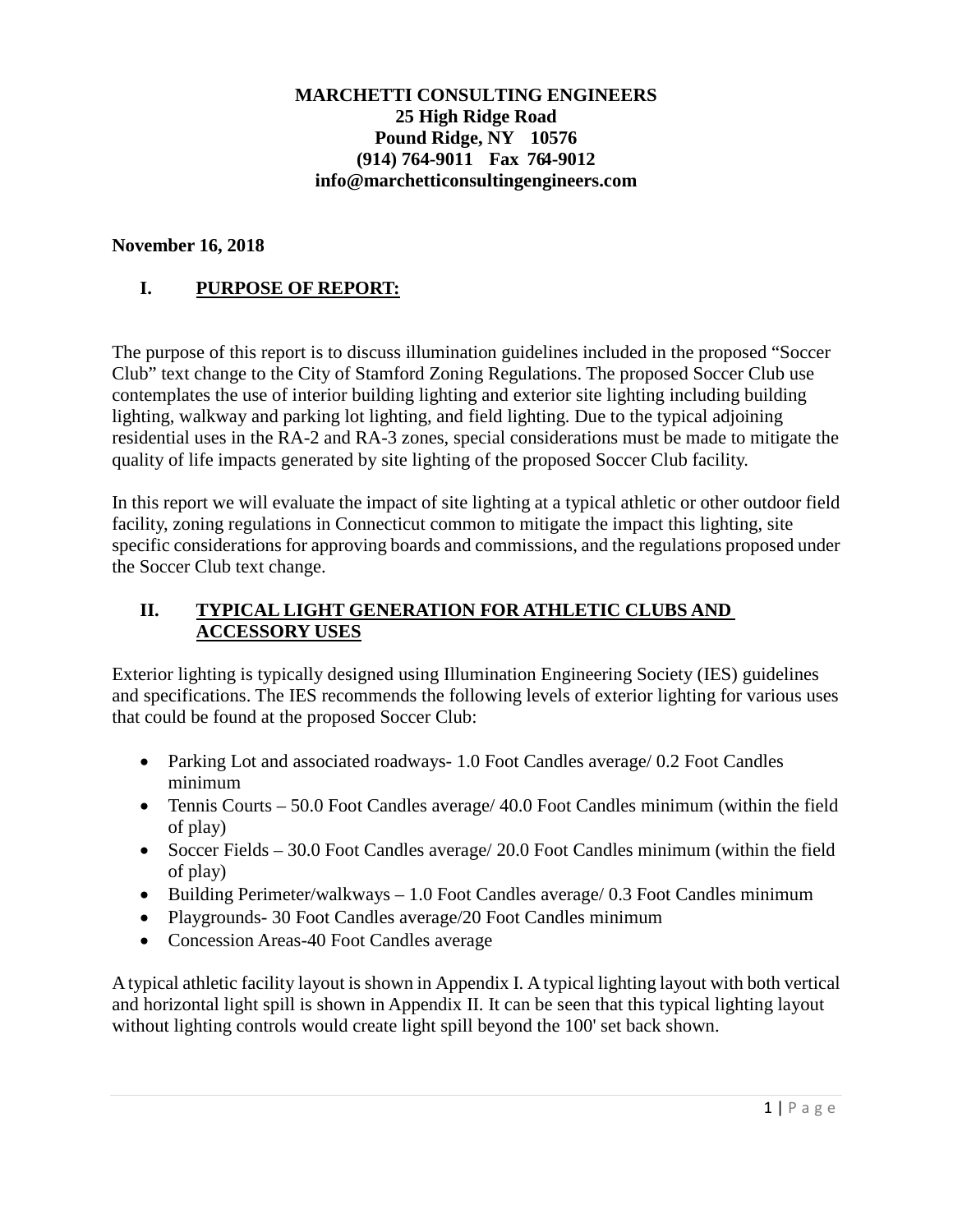**MARCHETTI CONSULTING ENGINEERS**
**25 High Ridge Road**
**Pound Ridge, NY 10576**
**(914) 764-9011 Fax 764-9012**
**info@marchetticonsultingengineers.com**

**November 16, 2018**

## I. PURPOSE OF REPORT:

The purpose of this report is to discuss illumination guidelines included in the proposed "Soccer Club" text change to the City of Stamford Zoning Regulations. The proposed Soccer Club use contemplates the use of interior building lighting and exterior site lighting including building lighting, walkway and parking lot lighting, and field lighting. Due to the typical adjoining residential uses in the RA-2 and RA-3 zones, special considerations must be made to mitigate the quality of life impacts generated by site lighting of the proposed Soccer Club facility.

In this report we will evaluate the impact of site lighting at a typical athletic or other outdoor field facility, zoning regulations in Connecticut common to mitigate the impact this lighting, site specific considerations for approving boards and commissions, and the regulations proposed under the Soccer Club text change.

## II. TYPICAL LIGHT GENERATION FOR ATHLETIC CLUBS AND ACCESSORY USES

Exterior lighting is typically designed using Illumination Engineering Society (IES) guidelines and specifications. The IES recommends the following levels of exterior lighting for various uses that could be found at the proposed Soccer Club:

- Parking Lot and associated roadways- 1.0 Foot Candles average/ 0.2 Foot Candles minimum
- Tennis Courts – 50.0 Foot Candles average/ 40.0 Foot Candles minimum (within the field of play)
- Soccer Fields – 30.0 Foot Candles average/ 20.0 Foot Candles minimum (within the field of play)
- Building Perimeter/walkways – 1.0 Foot Candles average/ 0.3 Foot Candles minimum
- Playgrounds- 30 Foot Candles average/20 Foot Candles minimum
- Concession Areas-40 Foot Candles average

A typical athletic facility layout is shown in Appendix I. A typical lighting layout with both vertical and horizontal light spill is shown in Appendix II. It can be seen that this typical lighting layout without lighting controls would create light spill beyond the 100' set back shown.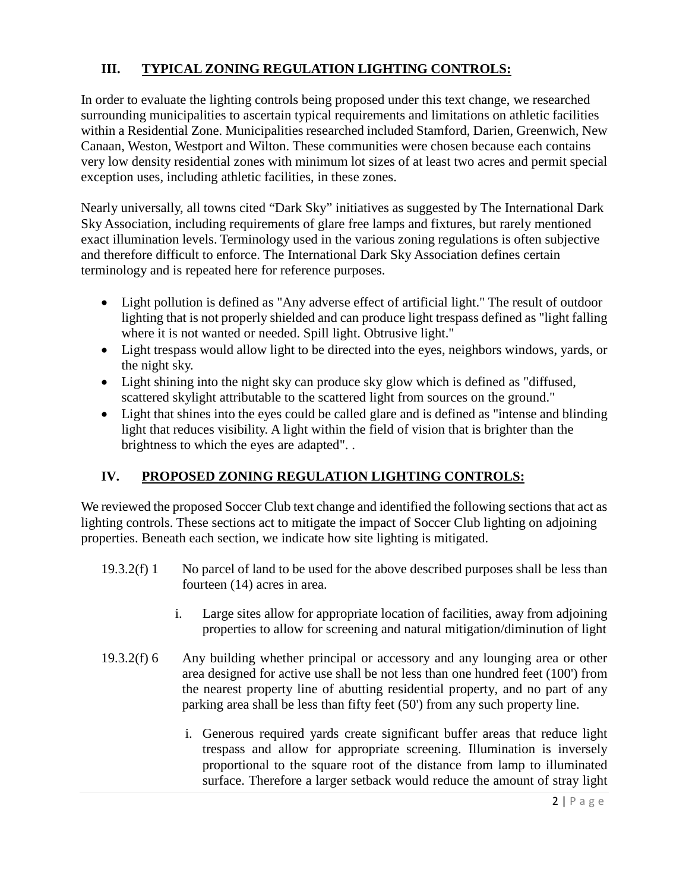## III. TYPICAL ZONING REGULATION LIGHTING CONTROLS:

In order to evaluate the lighting controls being proposed under this text change, we researched surrounding municipalities to ascertain typical requirements and limitations on athletic facilities within a Residential Zone. Municipalities researched included Stamford, Darien, Greenwich, New Canaan, Weston, Westport and Wilton. These communities were chosen because each contains very low density residential zones with minimum lot sizes of at least two acres and permit special exception uses, including athletic facilities, in these zones.

Nearly universally, all towns cited "Dark Sky" initiatives as suggested by The International Dark Sky Association, including requirements of glare free lamps and fixtures, but rarely mentioned exact illumination levels. Terminology used in the various zoning regulations is often subjective and therefore difficult to enforce. The International Dark Sky Association defines certain terminology and is repeated here for reference purposes.

- Light pollution is defined as "Any adverse effect of artificial light." The result of outdoor lighting that is not properly shielded and can produce light trespass defined as "light falling where it is not wanted or needed. Spill light. Obtrusive light."
- Light trespass would allow light to be directed into the eyes, neighbors windows, yards, or the night sky.
- Light shining into the night sky can produce sky glow which is defined as "diffused, scattered skylight attributable to the scattered light from sources on the ground."
- Light that shines into the eyes could be called glare and is defined as "intense and blinding light that reduces visibility. A light within the field of vision that is brighter than the brightness to which the eyes are adapted". .

## IV. PROPOSED ZONING REGULATION LIGHTING CONTROLS:

We reviewed the proposed Soccer Club text change and identified the following sections that act as lighting controls. These sections act to mitigate the impact of Soccer Club lighting on adjoining properties. Beneath each section, we indicate how site lighting is mitigated.

19.3.2(f) 1 No parcel of land to be used for the above described purposes shall be less than fourteen (14) acres in area.

i. Large sites allow for appropriate location of facilities, away from adjoining properties to allow for screening and natural mitigation/diminution of light

19.3.2(f) 6 Any building whether principal or accessory and any lounging area or other area designed for active use shall be not less than one hundred feet (100') from the nearest property line of abutting residential property, and no part of any parking area shall be less than fifty feet (50') from any such property line.

i. Generous required yards create significant buffer areas that reduce light trespass and allow for appropriate screening. Illumination is inversely proportional to the square root of the distance from lamp to illuminated surface. Therefore a larger setback would reduce the amount of stray light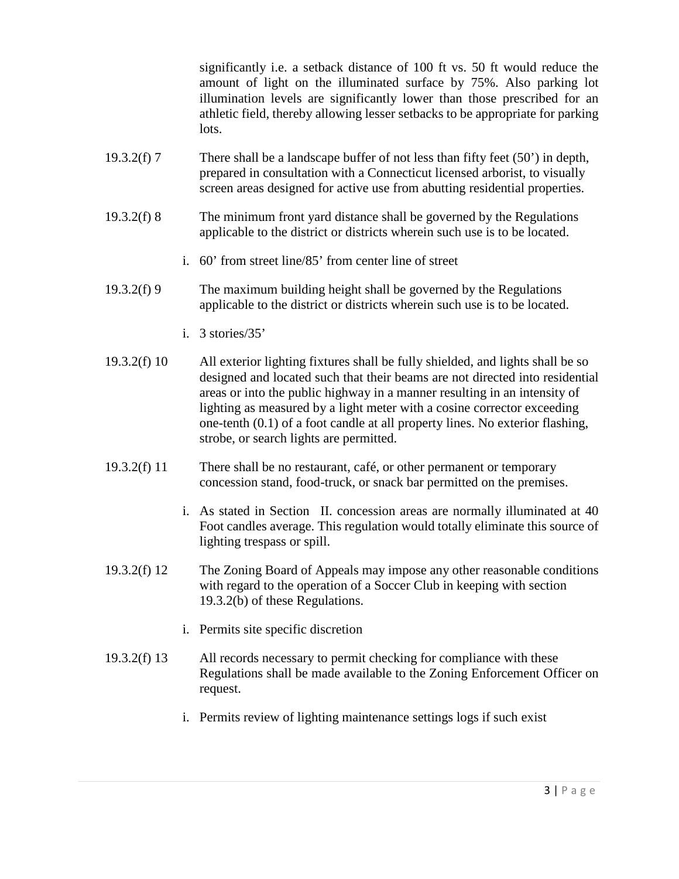significantly i.e. a setback distance of 100 ft vs. 50 ft would reduce the amount of light on the illuminated surface by 75%. Also parking lot illumination levels are significantly lower than those prescribed for an athletic field, thereby allowing lesser setbacks to be appropriate for parking lots.

19.3.2(f) 7 There shall be a landscape buffer of not less than fifty feet (50') in depth, prepared in consultation with a Connecticut licensed arborist, to visually screen areas designed for active use from abutting residential properties.

19.3.2(f) 8 The minimum front yard distance shall be governed by the Regulations applicable to the district or districts wherein such use is to be located.

i. 60' from street line/85' from center line of street

19.3.2(f) 9 The maximum building height shall be governed by the Regulations applicable to the district or districts wherein such use is to be located.

i. 3 stories/35'

19.3.2(f) 10 All exterior lighting fixtures shall be fully shielded, and lights shall be so designed and located such that their beams are not directed into residential areas or into the public highway in a manner resulting in an intensity of lighting as measured by a light meter with a cosine corrector exceeding one-tenth (0.1) of a foot candle at all property lines. No exterior flashing, strobe, or search lights are permitted.

19.3.2(f) 11 There shall be no restaurant, café, or other permanent or temporary concession stand, food-truck, or snack bar permitted on the premises.

i. As stated in Section II. concession areas are normally illuminated at 40 Foot candles average. This regulation would totally eliminate this source of lighting trespass or spill.

19.3.2(f) 12 The Zoning Board of Appeals may impose any other reasonable conditions with regard to the operation of a Soccer Club in keeping with section 19.3.2(b) of these Regulations.

i. Permits site specific discretion

19.3.2(f) 13 All records necessary to permit checking for compliance with these Regulations shall be made available to the Zoning Enforcement Officer on request.

i. Permits review of lighting maintenance settings logs if such exist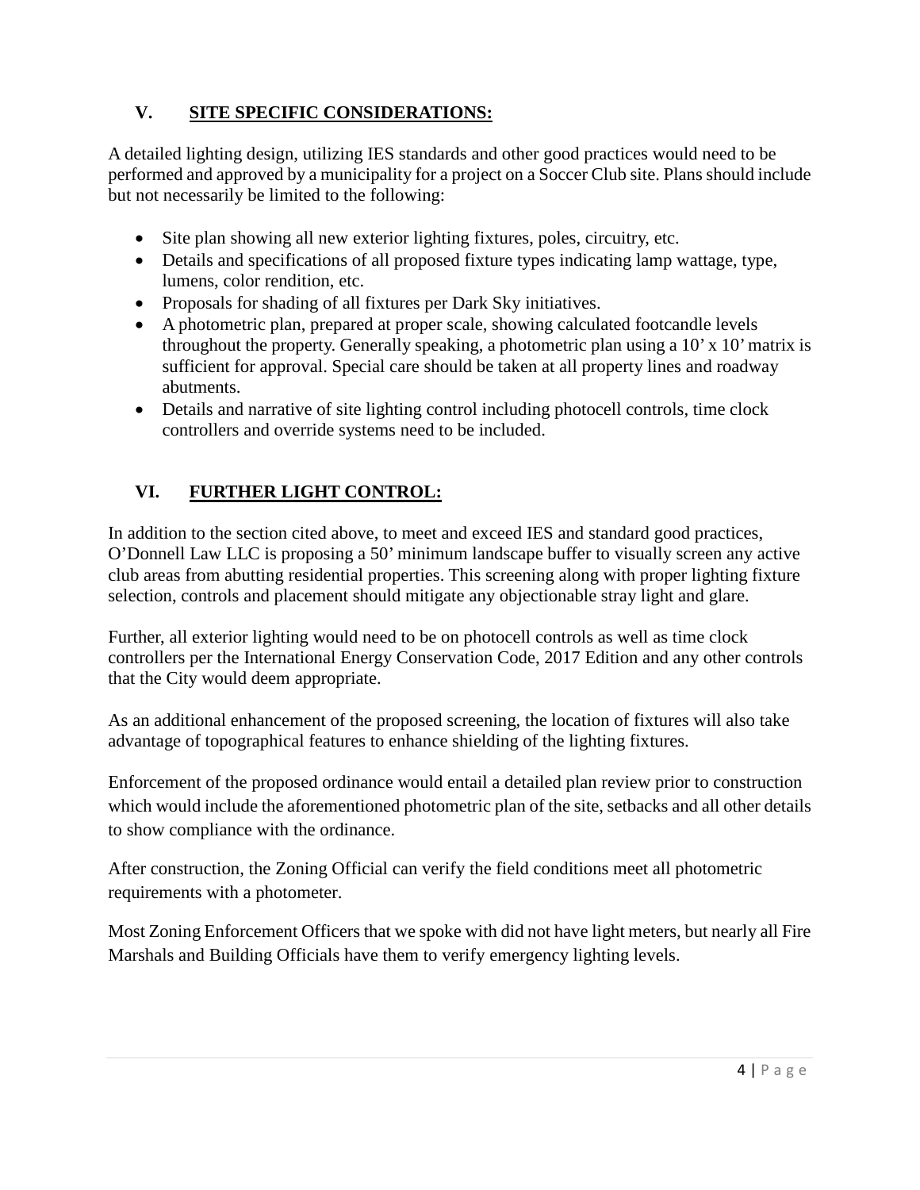## V. SITE SPECIFIC CONSIDERATIONS:

A detailed lighting design, utilizing IES standards and other good practices would need to be performed and approved by a municipality for a project on a Soccer Club site. Plans should include but not necessarily be limited to the following:

- Site plan showing all new exterior lighting fixtures, poles, circuitry, etc.
- Details and specifications of all proposed fixture types indicating lamp wattage, type, lumens, color rendition, etc.
- Proposals for shading of all fixtures per Dark Sky initiatives.
- A photometric plan, prepared at proper scale, showing calculated footcandle levels throughout the property. Generally speaking, a photometric plan using a 10' x 10' matrix is sufficient for approval. Special care should be taken at all property lines and roadway abutments.
- Details and narrative of site lighting control including photocell controls, time clock controllers and override systems need to be included.

## VI. FURTHER LIGHT CONTROL:

In addition to the section cited above, to meet and exceed IES and standard good practices, O'Donnell Law LLC is proposing a 50' minimum landscape buffer to visually screen any active club areas from abutting residential properties. This screening along with proper lighting fixture selection, controls and placement should mitigate any objectionable stray light and glare.

Further, all exterior lighting would need to be on photocell controls as well as time clock controllers per the International Energy Conservation Code, 2017 Edition and any other controls that the City would deem appropriate.

As an additional enhancement of the proposed screening, the location of fixtures will also take advantage of topographical features to enhance shielding of the lighting fixtures.

Enforcement of the proposed ordinance would entail a detailed plan review prior to construction which would include the aforementioned photometric plan of the site, setbacks and all other details to show compliance with the ordinance.

After construction, the Zoning Official can verify the field conditions meet all photometric requirements with a photometer.

Most Zoning Enforcement Officers that we spoke with did not have light meters, but nearly all Fire Marshals and Building Officials have them to verify emergency lighting levels.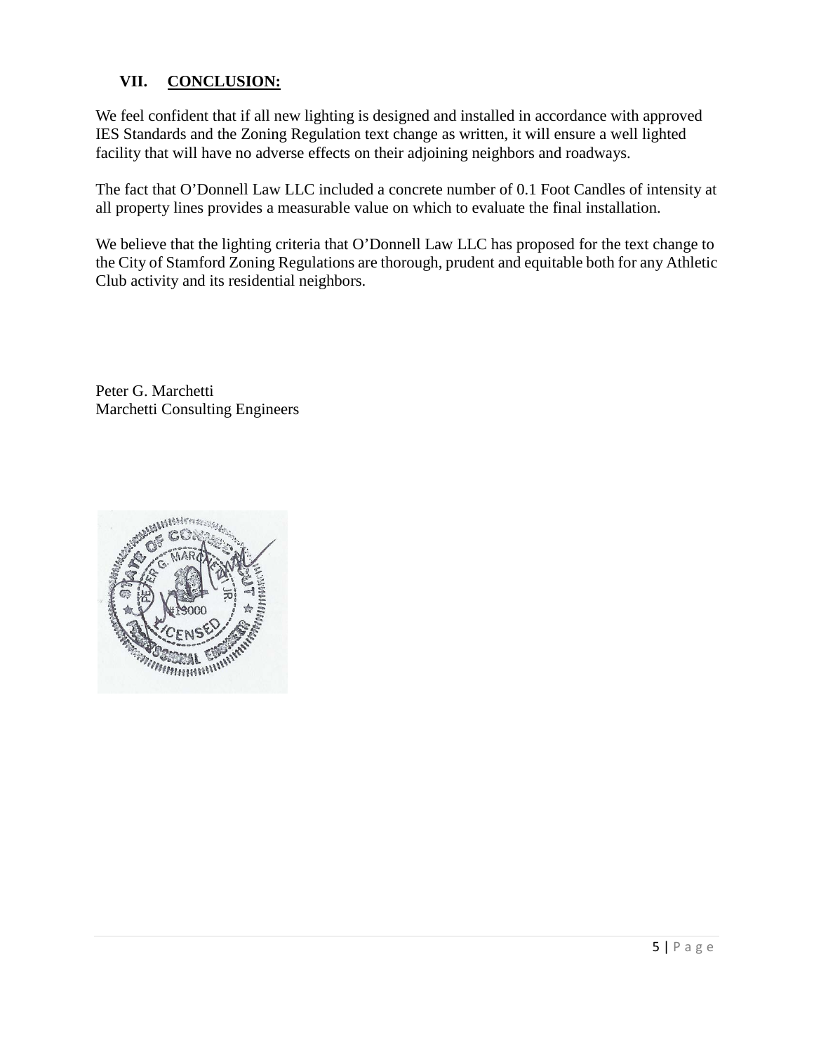## VII. CONCLUSION:

We feel confident that if all new lighting is designed and installed in accordance with approved IES Standards and the Zoning Regulation text change as written, it will ensure a well lighted facility that will have no adverse effects on their adjoining neighbors and roadways.

The fact that O'Donnell Law LLC included a concrete number of 0.1 Foot Candles of intensity at all property lines provides a measurable value on which to evaluate the final installation.

We believe that the lighting criteria that O'Donnell Law LLC has proposed for the text change to the City of Stamford Zoning Regulations are thorough, prudent and equitable both for any Athletic Club activity and its residential neighbors.

Peter G. Marchetti
Marchetti Consulting Engineers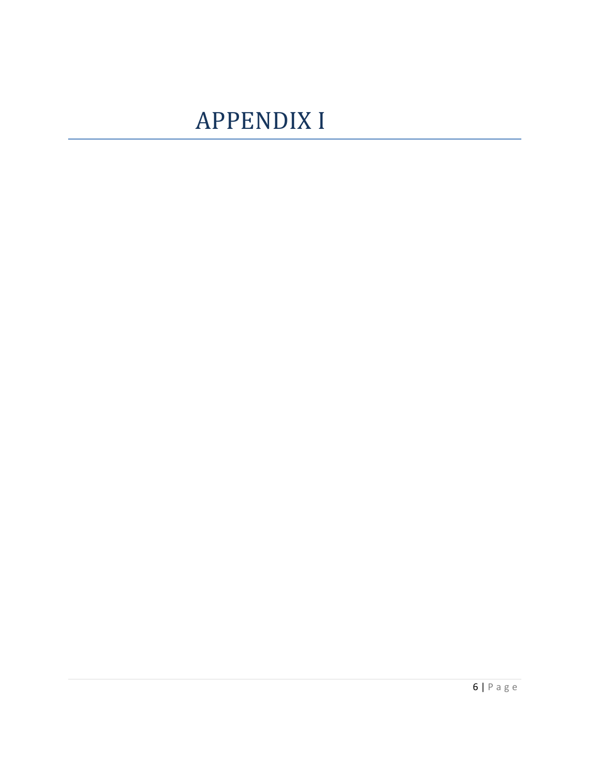# APPENDIX I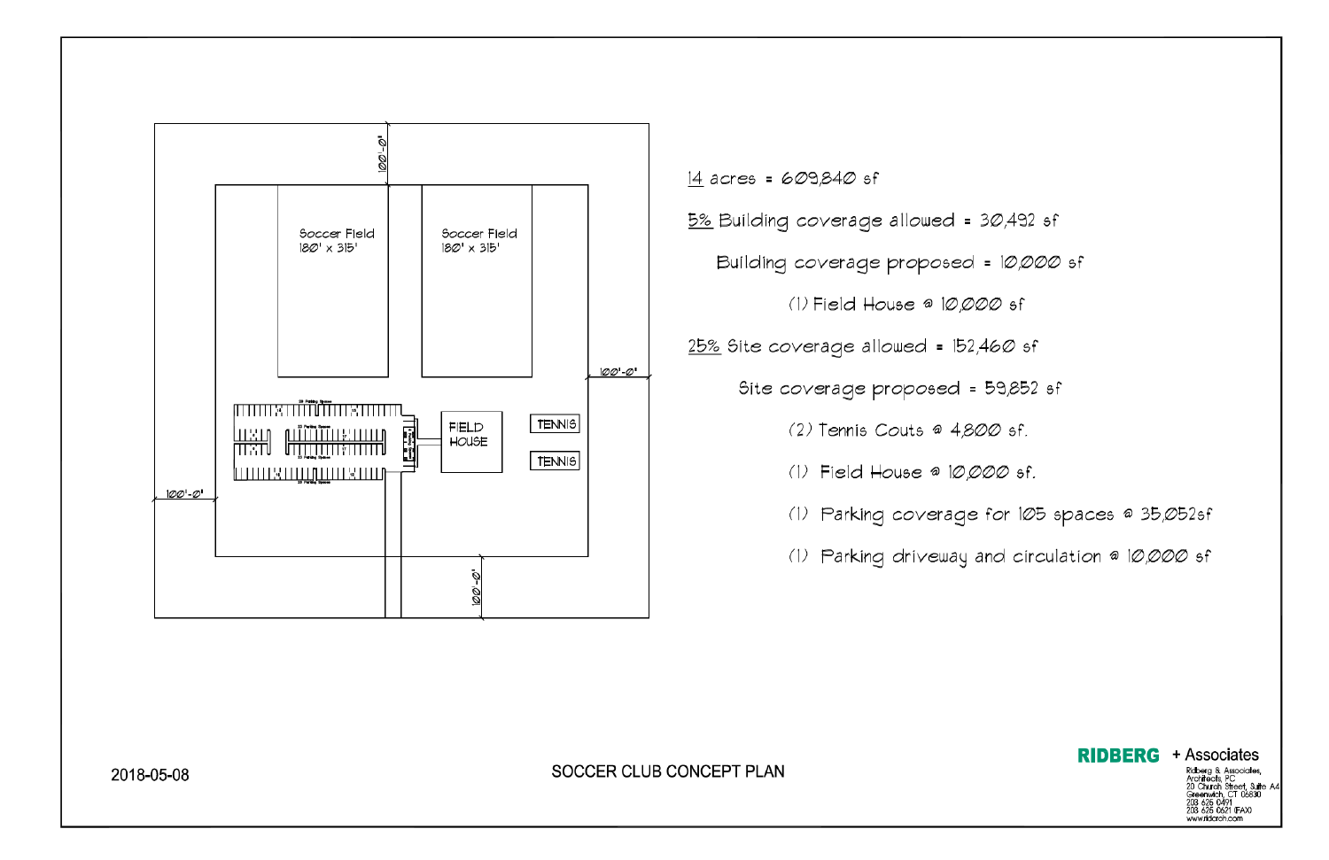Soccer Field
180' x 315'

Soccer Field
180' x 315'

100'-0"

100'-0"

100'-0"

100'-0"

FIELD HOUSE

TENNIS

TENNIS

14 acres = 609,840 sf

5% Building coverage allowed = 30,492 sf

Building coverage proposed = 10,000 sf

(1) Field House @ 10,000 sf

25% Site coverage allowed = 152,460 sf

Site coverage proposed = 59,852 sf

(2) Tennis Couts @ 4,800 sf.

(1) Field House @ 10,000 sf.

(1) Parking coverage for 105 spaces @ 35,052sf

(1) Parking driveway and circulation @ 10,000 sf

2018-05-08

SOCCER CLUB CONCEPT PLAN

**RIDBERG** + Associates

Ridberg & Associates, Architects, PC
20 Church Street, Suite A4
Greenwich, CT 06830
203 625 0491
203 625 0621 (FAX)
www.ridarch.com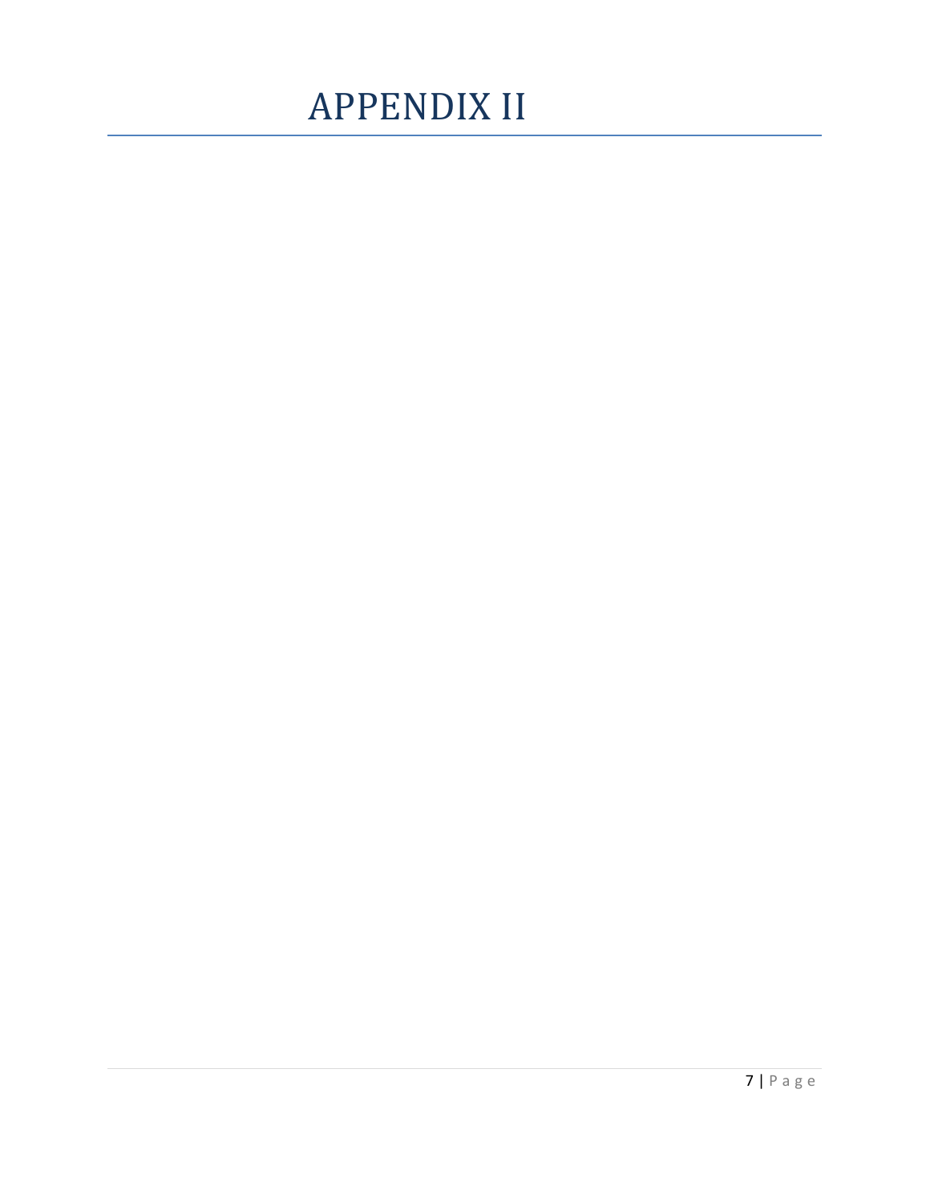# APPENDIX II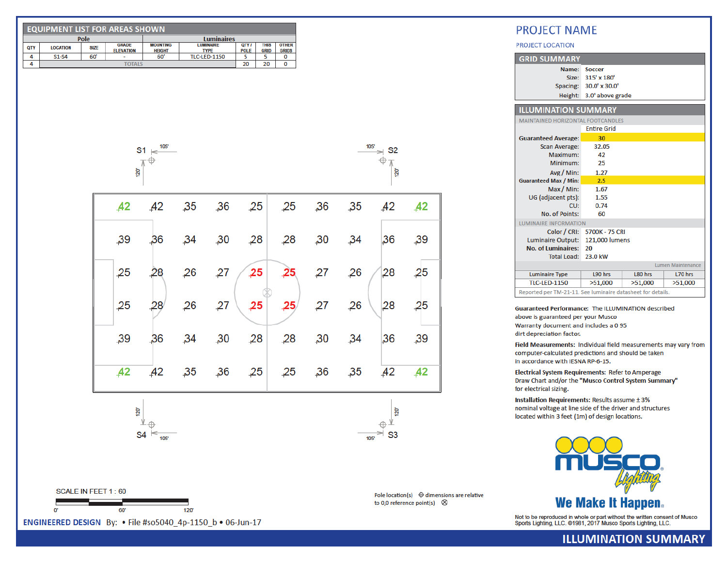## EQUIPMENT LIST FOR AREAS SHOWN

| Pole | | | | | Luminaires | | | |
|---|---|---|---|---|---|---|---|---|
| QTY | LOCATION | SIZE | GRADE ELEVATION | MOUNTING HEIGHT | LUMINAIRE TYPE | QTY / POLE | THIS GRID | OTHER GRIDS |
| 4 | S1-S4 | 60' | - | 60' | TLC-LED-1150 | 5 | 5 | 0 |
| 4 | TOTALS | | | | | 20 | 20 | 0 |

S1 105' 120'

S2 105' 120'

| 42 | 42 | 35 | 36 | 25 | 25 | 36 | 35 | 42 | 42 |
|---|---|---|---|---|---|---|---|---|---|
| 39 | 36 | 34 | 30 | 28 | 28 | 30 | 34 | 36 | 39 |
| 25 | 28 | 26 | 27 | 25 | 25 | 27 | 26 | 28 | 25 |
| 25 | 28 | 26 | 27 | 25 | 25 | 27 | 26 | 28 | 25 |
| 39 | 36 | 34 | 30 | 28 | 28 | 30 | 34 | 36 | 39 |
| 42 | 42 | 35 | 36 | 25 | 25 | 36 | 35 | 42 | 42 |

S4 105' 120'

S3 105' 120'

SCALE IN FEET 1 : 60

0' 60' 120'

Pole location(s) ⊕ dimensions are relative to 0,0 reference point(s) ⊗

**ENGINEERED DESIGN** By: • File #so5040_4p-1150_b • 06-Jun-17

# PROJECT NAME

PROJECT LOCATION

## GRID SUMMARY

| | |
|---|---|
| Name: | Soccer |
| Size: | 315' x 180' |
| Spacing: | 30.0' x 30.0' |
| Height: | 3.0' above grade |

## ILLUMINATION SUMMARY

MAINTAINED HORIZONTAL FOOTCANDLES

| | Entire Grid |
|---|---|
| **Guaranteed Average:** | 30 |
| Scan Average: | 32.05 |
| Maximum: | 42 |
| Minimum: | 25 |
| Avg / Min: | 1.27 |
| **Guaranteed Max / Min:** | 2.5 |
| Max / Min: | 1.67 |
| UG (adjacent pts): | 1.55 |
| CU: | 0.74 |
| No. of Points: | 60 |

LUMINAIRE INFORMATION

| | |
|---|---|
| Color / CRI: | 5700K - 75 CRI |
| Luminaire Output: | 121,000 lumens |
| **No. of Luminaires:** | 20 |
| Total Load: | 23.0 kW |

Lumen Maintenance

| Luminaire Type | L90 hrs | L80 hrs | L70 hrs |
|---|---|---|---|
| TLC-LED-1150 | >51,000 | >51,000 | >51,000 |

Reported per TM-21-11. See luminaire datasheet for details.

**Guaranteed Performance:** The ILLUMINATION described above is guaranteed per your Musco Warranty document and includes a 0.95 dirt depreciation factor.

**Field Measurements:** Individual field measurements may vary from computer-calculated predictions and should be taken in accordance with IESNA RP-6-15.

**Electrical System Requirements:** Refer to Amperage Draw Chart and/or the **"Musco Control System Summary"** for electrical sizing.

**Installation Requirements:** Results assume ± 3% nominal voltage at line side of the driver and structures located within 3 feet (1m) of design locations.

MUSCO Lighting®

We Make It Happen.

Not to be reproduced in whole or part without the written consent of Musco Sports Lighting, LLC. ©1981, 2017 Musco Sports Lighting, LLC.

ILLUMINATION SUMMARY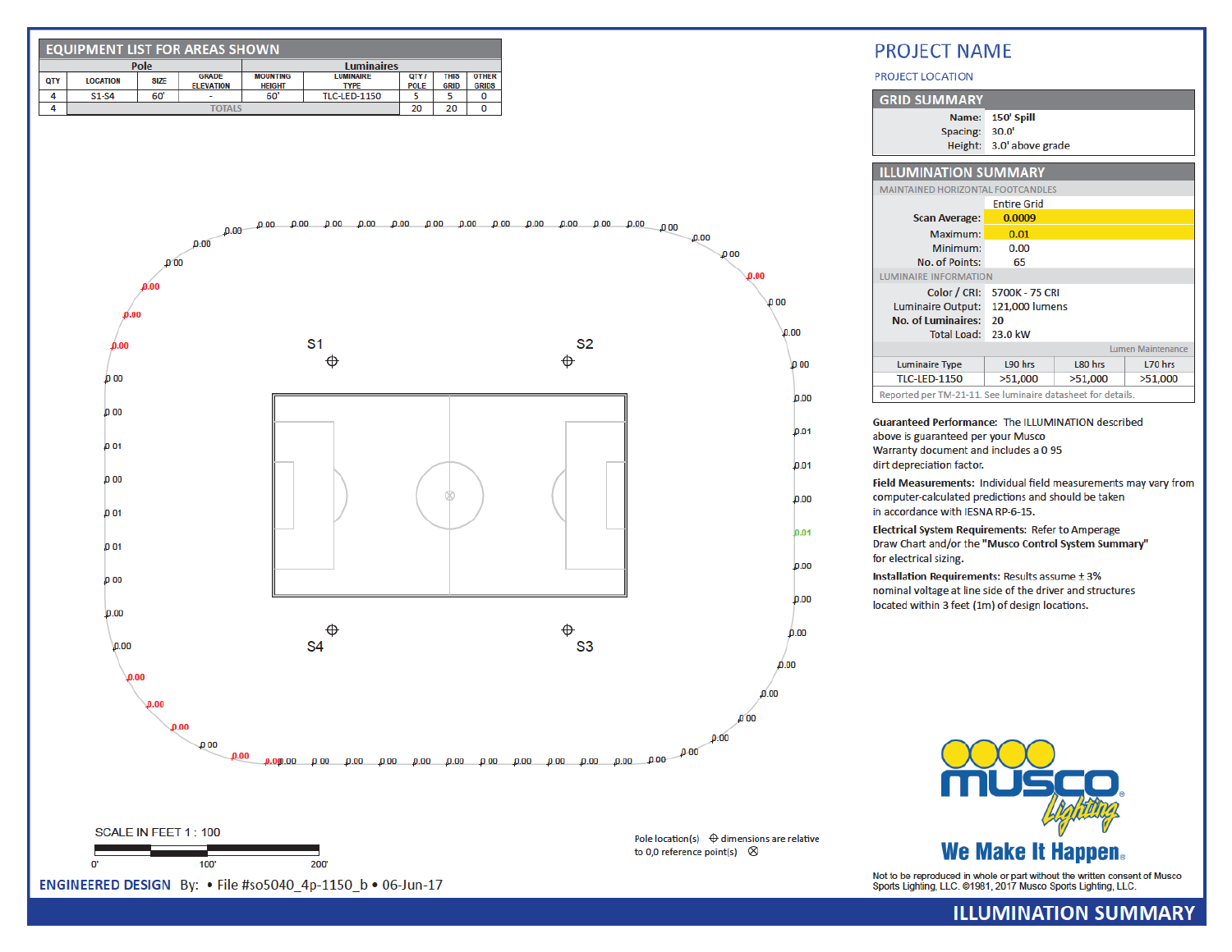## EQUIPMENT LIST FOR AREAS SHOWN

| Pole | | | | | Luminaires | | | |
|---|---|---|---|---|---|---|---|---|
| QTY | LOCATION | SIZE | GRADE ELEVATION | MOUNTING HEIGHT | LUMINAIRE TYPE | QTY / POLE | THIS GRID | OTHER GRIDS |
| 4 | S1-S4 | 60' | - | 60' | TLC-LED-1150 | 5 | 5 | 0 |
| 4 | TOTALS | | | | | 20 | 20 | 0 |

S1 S2 S4 S3

SCALE IN FEET 1 : 100

0' 100' 200'

Pole location(s) ⊕ dimensions are relative to 0,0 reference point(s) ⊗

ENGINEERED DESIGN By: • File #so5040_4p-1150_b • 06-Jun-17

# PROJECT NAME

PROJECT LOCATION

## GRID SUMMARY

| | |
|---|---|
| Name: | 150' Spill |
| Spacing: | 30.0' |
| Height: | 3.0' above grade |

## ILLUMINATION SUMMARY

MAINTAINED HORIZONTAL FOOTCANDLES

| | Entire Grid |
|---|---|
| Scan Average: | 0.0009 |
| Maximum: | 0.01 |
| Minimum: | 0.00 |
| No. of Points: | 65 |

LUMINAIRE INFORMATION

| | |
|---|---|
| Color / CRI: | 5700K - 75 CRI |
| Luminaire Output: | 121,000 lumens |
| No. of Luminaires: | 20 |
| Total Load: | 23.0 kW |

Lumen Maintenance

| Luminaire Type | L90 hrs | L80 hrs | L70 hrs |
|---|---|---|---|
| TLC-LED-1150 | >51,000 | >51,000 | >51,000 |

Reported per TM-21-11. See luminaire datasheet for details.

**Guaranteed Performance:** The ILLUMINATION described above is guaranteed per your Musco Warranty document and includes a 0.95 dirt depreciation factor.

**Field Measurements:** Individual field measurements may vary from computer-calculated predictions and should be taken in accordance with IESNA RP-6-15.

**Electrical System Requirements:** Refer to Amperage Draw Chart and/or the **"Musco Control System Summary"** for electrical sizing.

**Installation Requirements:** Results assume ± 3% nominal voltage at line side of the driver and structures located within 3 feet (1m) of design locations.

MUSCO Lighting

We Make It Happen.

Not to be reproduced in whole or part without the written consent of Musco Sports Lighting, LLC. ©1981, 2017 Musco Sports Lighting, LLC.

ILLUMINATION SUMMARY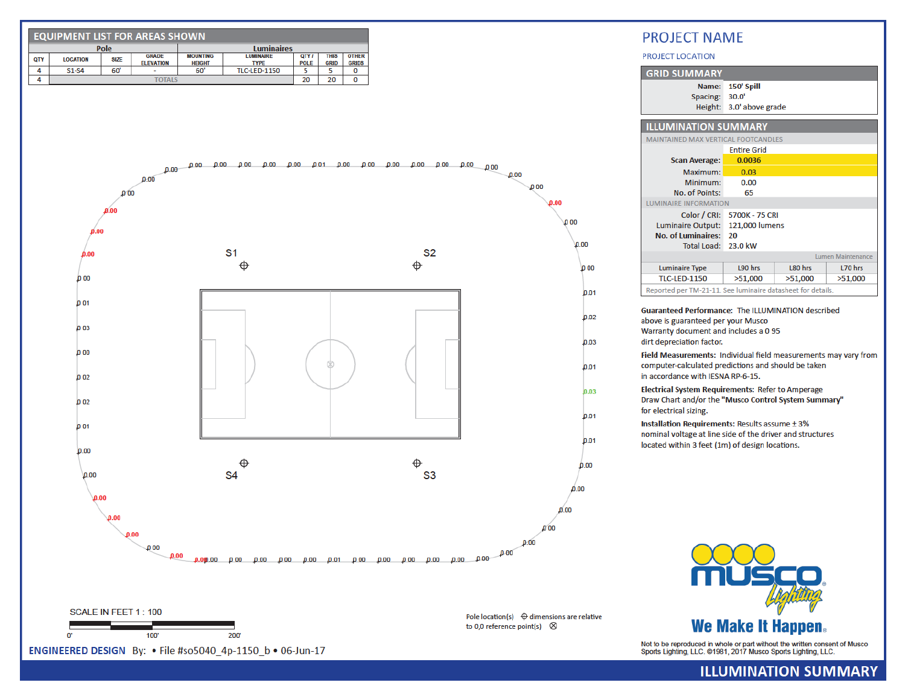## EQUIPMENT LIST FOR AREAS SHOWN

| Pole | | | | | Luminaires | | | |
|---|---|---|---|---|---|---|---|---|
| QTY | LOCATION | SIZE | GRADE ELEVATION | MOUNTING HEIGHT | LUMINAIRE TYPE | QTY / POLE | THIS GRID | OTHER GRIDS |
| 4 | S1-S4 | 60' | - | 60' | TLC-LED-1150 | 5 | 5 | 0 |
| 4 | TOTALS | | | | | 20 | 20 | 0 |

S1
S2
S4
S3

0.00 0.00 0.00 0.00 0.00 0.00 0.01 0.00 0.00 0.00 0.00 0.00 0.00 0.00 0.00 0.00 0.00 0.00 0.00 0.00 0.00 0.00 0.00 0.00 0.01 0.02 0.03 0.01 0.03 0.01 0.01 0.00 0.00 0.00 0.00 0.00 0.00 0.00 0.00 0.00 0.00 0.00 0.01 0.00 0.00 0.00 0.00 0.00 0.00 0.00 0.00 0.00 0.00 0.00 0.00 0.00 0.00 0.01 0.02 0.02 0.00 0.03 0.01 0.00 0.00 0.00 0.00

SCALE IN FEET 1 : 100

0' 100' 200'

Pole location(s) ⊕ dimensions are relative to 0,0 reference point(s) ⊗

ENGINEERED DESIGN By: • File #so5040_4p-1150_b • 06-Jun-17

# PROJECT NAME

PROJECT LOCATION

## GRID SUMMARY

| | |
|---|---|
| Name: | 150' Spill |
| Spacing: | 30.0' |
| Height: | 3.0' above grade |

## ILLUMINATION SUMMARY

MAINTAINED MAX VERTICAL FOOTCANDLES

| | Entire Grid |
|---|---|
| Scan Average: | 0.0036 |
| Maximum: | 0.03 |
| Minimum: | 0.00 |
| No. of Points: | 65 |

LUMINAIRE INFORMATION

| | |
|---|---|
| Color / CRI: | 5700K - 75 CRI |
| Luminaire Output: | 121,000 lumens |
| No. of Luminaires: | 20 |
| Total Load: | 23.0 kW |

Lumen Maintenance

| Luminaire Type | L90 hrs | L80 hrs | L70 hrs |
|---|---|---|---|
| TLC-LED-1150 | >51,000 | >51,000 | >51,000 |

Reported per TM-21-11. See luminaire datasheet for details.

**Guaranteed Performance:** The ILLUMINATION described above is guaranteed per your Musco Warranty document and includes a 0.95 dirt depreciation factor.

**Field Measurements:** Individual field measurements may vary from computer-calculated predictions and should be taken in accordance with IESNA RP-6-15.

**Electrical System Requirements:** Refer to Amperage Draw Chart and/or the **"Musco Control System Summary"** for electrical sizing.

**Installation Requirements:** Results assume ± 3% nominal voltage at line side of the driver and structures located within 3 feet (1m) of design locations.

MUSCO Lighting

We Make It Happen.

Not to be reproduced in whole or part without the written consent of Musco Sports Lighting, LLC. ©1981, 2017 Musco Sports Lighting, LLC.

ILLUMINATION SUMMARY